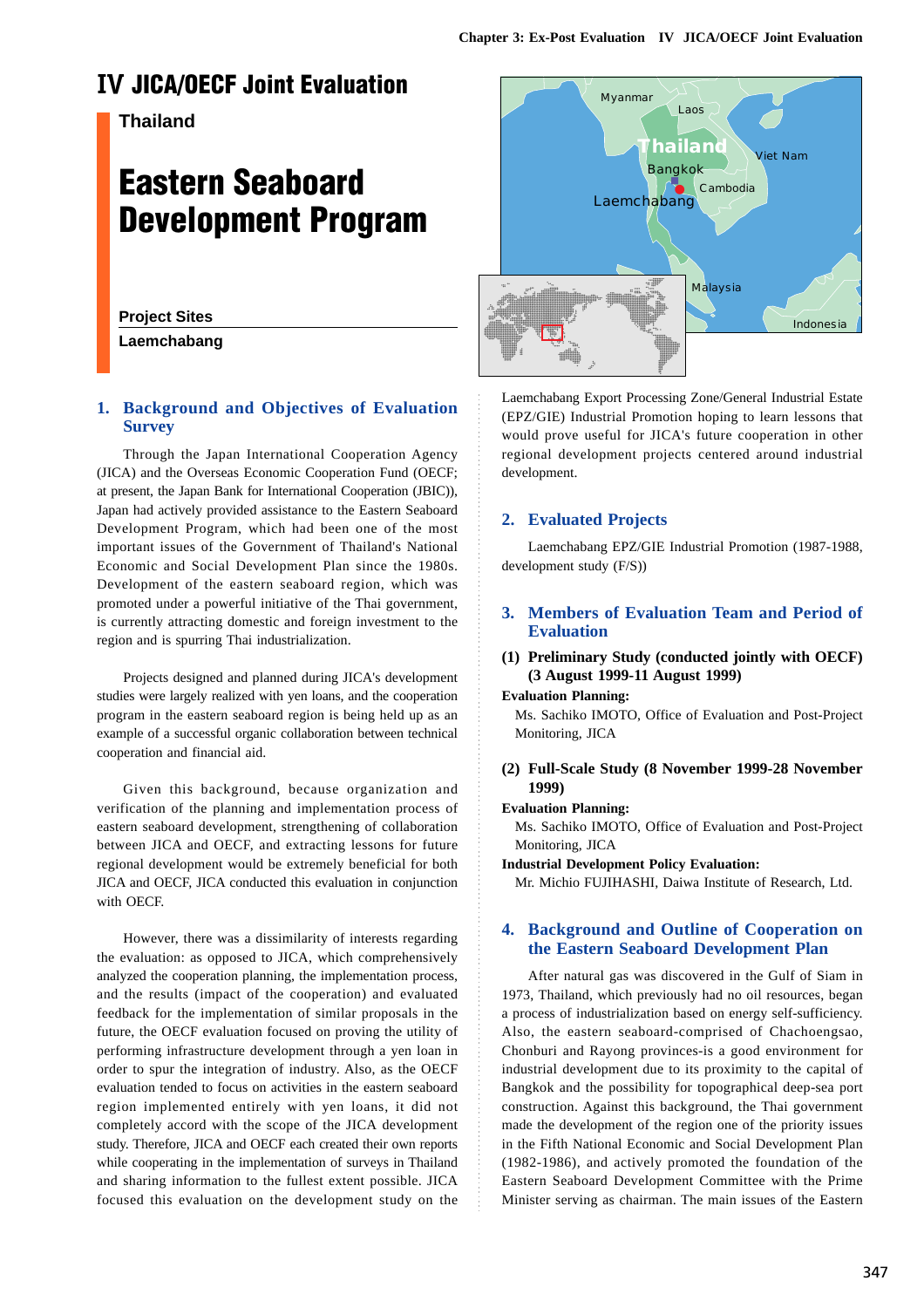# IV JICA/OECF Joint Evaluation

## Thailand

# Eastern Seaboard Development Program

**Project Sites**

**Laemchabang**

## 1. Background and Objectives of Evaluation Survey

Through the Japan International Cooperation Agency (JICA) and the Overseas Economic Cooperation Fund (OECF; at present, the Japan Bank for International Cooperation (JBIC)), Japan had actively provided assistance to the Eastern Seaboard Development Program, which had been one of the most important issues of the Government of Thailand's National Economic and Social Development Plan since the 1980s. Development of the eastern seaboard region, which was promoted under a powerful initiative of the Thai government, is currently attracting domestic and foreign investment to the region and is spurring Thai industrialization.

Projects designed and planned during JICA's development studies were largely realized with yen loans, and the cooperation program in the eastern seaboard region is being held up as an example of a successful organic collaboration between technical cooperation and financial aid.

Given this background, because organization and verification of the planning and implementation process of eastern seaboard development, strengthening of collaboration between JICA and OECF, and extracting lessons for future regional development would be extremely beneficial for both JICA and OECF, JICA conducted this evaluation in conjunction with OECF.

However, there was a dissimilarity of interests regarding the evaluation: as opposed to JICA, which comprehensively analyzed the cooperation planning, the implementation process, and the results (impact of the cooperation) and evaluated feedback for the implementation of similar proposals in the future, the OECF evaluation focused on proving the utility of performing infrastructure development through a yen loan in order to spur the integration of industry. Also, as the OECF evaluation tended to focus on activities in the eastern seaboard region implemented entirely with yen loans, it did not completely accord with the scope of the JICA development study. Therefore, JICA and OECF each created their own reports while cooperating in the implementation of surveys in Thailand and sharing information to the fullest extent possible. JICA focused this evaluation on the development study on the Laemchabang Export Processing Zone/General Industrial Estate (EPZ/GIE) Industrial Promotion hoping to learn lessons that would prove useful for JICA's future cooperation in other regional development projects centered around industrial development.

## 2. Evaluated Projects

Laemchabang EPZ/GIE Industrial Promotion (1987-1988, development study (F/S))

## 3. Members of Evaluation Team and Period of Evaluation

### (1) Preliminary Study (conducted jointly with OECF) (3 August 1999-11 August 1999)

**Evaluation Planning:**

Ms. Sachiko IMOTO, Office of Evaluation and Post-Project Monitoring, JICA

### (2) Full-Scale Study (8 November 1999-28 November 1999)

**Evaluation Planning:**

Ms. Sachiko IMOTO, Office of Evaluation and Post-Project Monitoring, JICA

**Industrial Development Policy Evaluation:**

Mr. Michio FUJIHASHI, Daiwa Institute of Research, Ltd.

## 4. Background and Outline of Cooperation on the Eastern Seaboard Development Plan

After natural gas was discovered in the Gulf of Siam in 1973, Thailand, which previously had no oil resources, began a process of industrialization based on energy self-sufficiency. Also, the eastern seaboard-comprised of Chachoengsao, Chonburi and Rayong provinces-is a good environment for industrial development due to its proximity to the capital of Bangkok and the possibility for topographical deep-sea port construction. Against this background, the Thai government made the development of the region one of the priority issues in the Fifth National Economic and Social Development Plan (1982-1986), and actively promoted the foundation of the Eastern Seaboard Development Committee with the Prime Minister serving as chairman. The main issues of the Eastern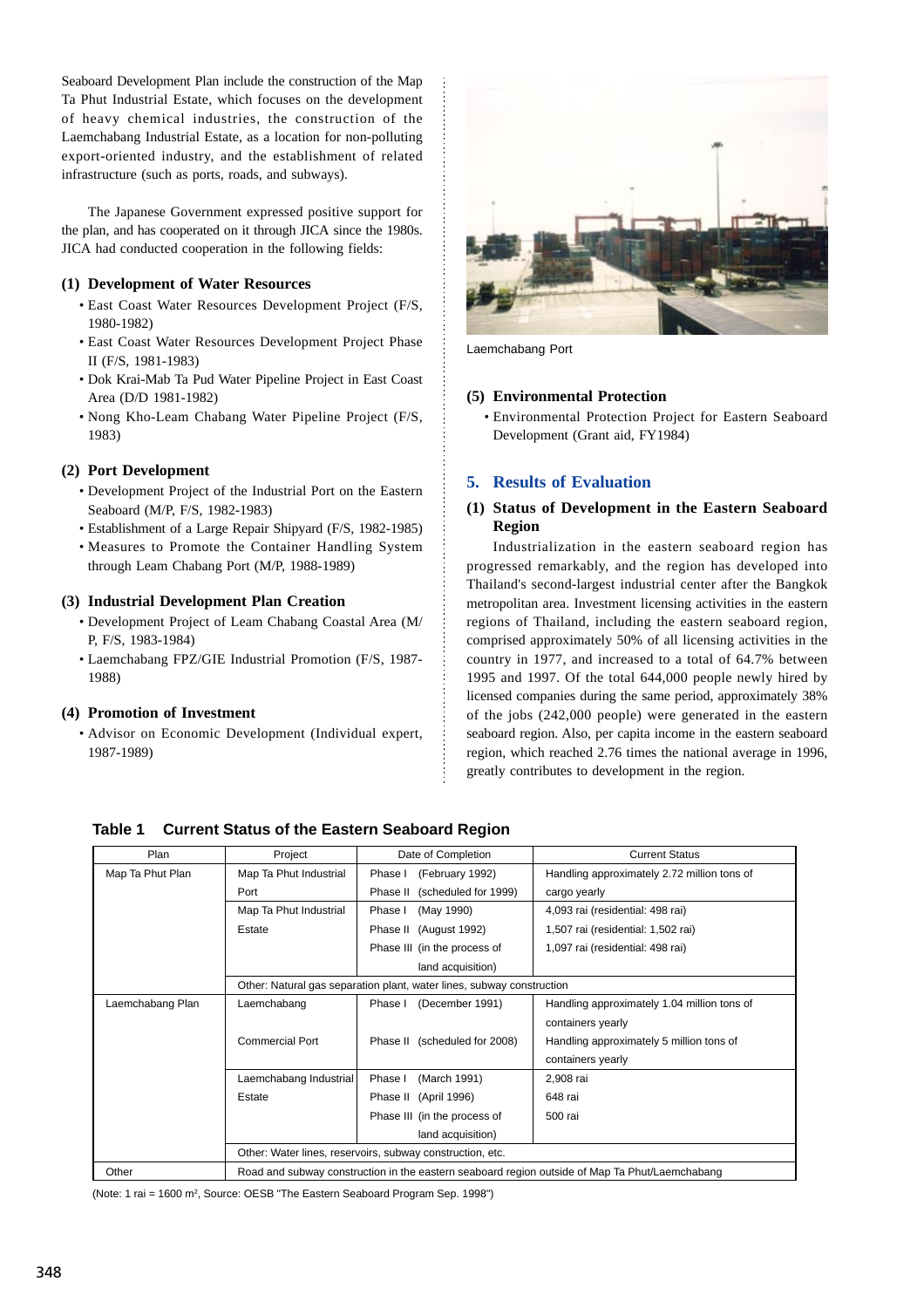Seaboard Development Plan include the construction of the Map Ta Phut Industrial Estate, which focuses on the development of heavy chemical industries, the construction of the Laemchabang Industrial Estate, as a location for non-polluting export-oriented industry, and the establishment of related infrastructure (such as ports, roads, and subways).

The Japanese Government expressed positive support for the plan, and has cooperated on it through JICA since the 1980s. JICA had conducted cooperation in the following fields:

#### (1) Development of Water Resources

- East Coast Water Resources Development Project (F/S, 1980-1982)
- East Coast Water Resources Development Project Phase II (F/S, 1981-1983)
- Dok Krai-Mab Ta Pud Water Pipeline Project in East Coast Area (D/D 1981-1982)
- Nong Kho-Leam Chabang Water Pipeline Project (F/S, 1983)

#### (2) Port Development

- Development Project of the Industrial Port on the Eastern Seaboard (M/P, F/S, 1982-1983)
- Establishment of a Large Repair Shipyard (F/S, 1982-1985)
- Measures to Promote the Container Handling System through Leam Chabang Port (M/P, 1988-1989)

#### (3) Industrial Development Plan Creation

- Development Project of Leam Chabang Coastal Area (M/P, F/S, 1983-1984)
- Laemchabang FPZ/GIE Industrial Promotion (F/S, 1987-1988)

#### (4) Promotion of Investment

- Advisor on Economic Development (Individual expert, 1987-1989)

Laemchabang Port

#### (5) Environmental Protection

- Environmental Protection Project for Eastern Seaboard Development (Grant aid, FY1984)

## 5. Results of Evaluation

### (1) Status of Development in the Eastern Seaboard Region

Industrialization in the eastern seaboard region has progressed remarkably, and the region has developed into Thailand's second-largest industrial center after the Bangkok metropolitan area. Investment licensing activities in the eastern regions of Thailand, including the eastern seaboard region, comprised approximately 50% of all licensing activities in the country in 1977, and increased to a total of 64.7% between 1995 and 1997. Of the total 644,000 people newly hired by licensed companies during the same period, approximately 38% of the jobs (242,000 people) were generated in the eastern seaboard region. Also, per capita income in the eastern seaboard region, which reached 2.76 times the national average in 1996, greatly contributes to development in the region.

**Table 1 Current Status of the Eastern Seaboard Region**

| Plan | Project | Date of Completion | Current Status |
|---|---|---|---|
| Map Ta Phut Plan | Map Ta Phut Industrial Port | Phase I (February 1992)<br>Phase II (scheduled for 1999) | Handling approximately 2.72 million tons of cargo yearly |
| | Map Ta Phut Industrial Estate | Phase I (May 1990)<br>Phase II (August 1992)<br>Phase III (in the process of land acquisition) | 4,093 rai (residential: 498 rai)<br>1,507 rai (residential: 1,502 rai)<br>1,097 rai (residential: 498 rai) |
| | Other: Natural gas separation plant, water lines, subway construction, etc. | | |
| Laemchabang Plan | Laemchabang Commercial Port | Phase I (December 1991)<br>Phase II (scheduled for 2008) | Handling approximately 1.04 million tons of containers yearly<br>Handling approximately 5 million tons of containers yearly |
| | Laemchabang Industrial Estate | Phase I (March 1991)<br>Phase II (April 1996)<br>Phase III (in the process of land acquisition) | 2,908 rai<br>648 rai<br>500 rai |
| | Other: Water lines, reservoirs, subway construction, etc. | | |
| Other | Road and subway construction in the eastern seaboard region outside of Map Ta Phut/Laemchabang | | |

(Note: 1 rai = 1600 m², Source: OESB "The Eastern Seaboard Program Sep. 1998")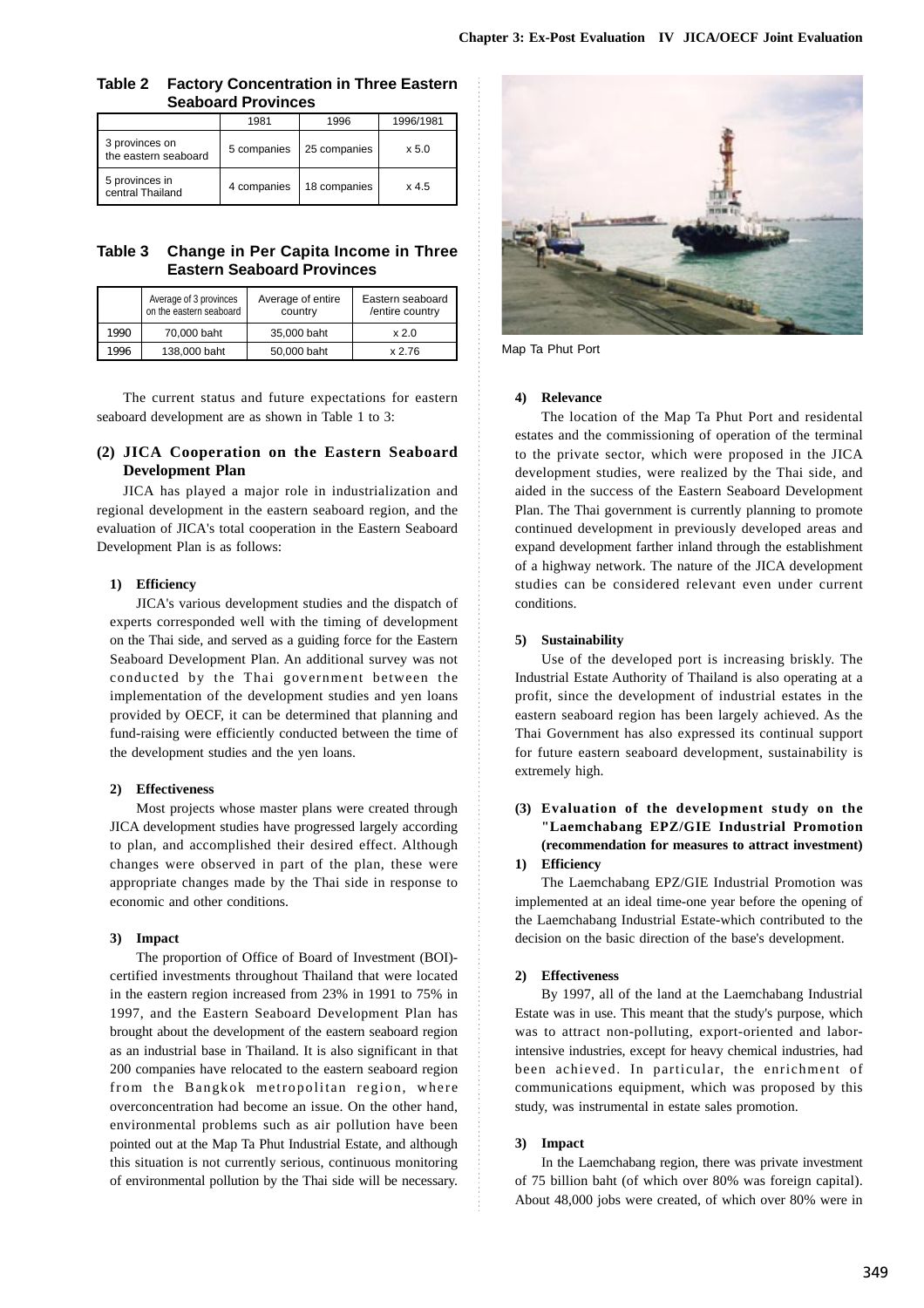**Table 2 Factory Concentration in Three Eastern Seaboard Provinces**

| | 1981 | 1996 | 1996/1981 |
|---|---|---|---|
| 3 provinces on the eastern seaboard | 5 companies | 25 companies | x 5.0 |
| 5 provinces in central Thailand | 4 companies | 18 companies | x 4.5 |

**Table 3 Change in Per Capita Income in Three Eastern Seaboard Provinces**

| | Average of 3 provinces on the eastern seaboard | Average of entire country | Eastern seaboard /entire country |
|---|---|---|---|
| 1990 | 70,000 baht | 35,000 baht | x 2.0 |
| 1996 | 138,000 baht | 50,000 baht | x 2.76 |

The current status and future expectations for eastern seaboard development are as shown in Table 1 to 3:

### (2) JICA Cooperation on the Eastern Seaboard Development Plan

JICA has played a major role in industrialization and regional development in the eastern seaboard region, and the evaluation of JICA's total cooperation in the Eastern Seaboard Development Plan is as follows:

#### 1) Efficiency

JICA's various development studies and the dispatch of experts corresponded well with the timing of development on the Thai side, and served as a guiding force for the Eastern Seaboard Development Plan. An additional survey was not conducted by the Thai government between the implementation of the development studies and yen loans provided by OECF, it can be determined that planning and fund-raising were efficiently conducted between the time of the development studies and the yen loans.

#### 2) Effectiveness

Most projects whose master plans were created through JICA development studies have progressed largely according to plan, and accomplished their desired effect. Although changes were observed in part of the plan, these were appropriate changes made by the Thai side in response to economic and other conditions.

#### 3) Impact

The proportion of Office of Board of Investment (BOI)-certified investments throughout Thailand that were located in the eastern region increased from 23% in 1991 to 75% in 1997, and the Eastern Seaboard Development Plan has brought about the development of the eastern seaboard region as an industrial base in Thailand. It is also significant in that 200 companies have relocated to the eastern seaboard region from the Bangkok metropolitan region, where overconcentration had become an issue. On the other hand, environmental problems such as air pollution have been pointed out at the Map Ta Phut Industrial Estate, and although this situation is not currently serious, continuous monitoring of environmental pollution by the Thai side will be necessary.

Map Ta Phut Port

#### 4) Relevance

The location of the Map Ta Phut Port and residental estates and the commissioning of operation of the terminal to the private sector, which were proposed in the JICA development studies, were realized by the Thai side, and aided in the success of the Eastern Seaboard Development Plan. The Thai government is currently planning to promote continued development in previously developed areas and expand development farther inland through the establishment of a highway network. The nature of the JICA development studies can be considered relevant even under current conditions.

#### 5) Sustainability

Use of the developed port is increasing briskly. The Industrial Estate Authority of Thailand is also operating at a profit, since the development of industrial estates in the eastern seaboard region has been largely achieved. As the Thai Government has also expressed its continual support for future eastern seaboard development, sustainability is extremely high.

### (3) Evaluation of the development study on the "Laemchabang EPZ/GIE Industrial Promotion (recommendation for measures to attract investment)

#### 1) Efficiency

The Laemchabang EPZ/GIE Industrial Promotion was implemented at an ideal time-one year before the opening of the Laemchabang Industrial Estate-which contributed to the decision on the basic direction of the base's development.

#### 2) Effectiveness

By 1997, all of the land at the Laemchabang Industrial Estate was in use. This meant that the study's purpose, which was to attract non-polluting, export-oriented and labor-intensive industries, except for heavy chemical industries, had been achieved. In particular, the enrichment of communications equipment, which was proposed by this study, was instrumental in estate sales promotion.

#### 3) Impact

In the Laemchabang region, there was private investment of 75 billion baht (of which over 80% was foreign capital). About 48,000 jobs were created, of which over 80% were in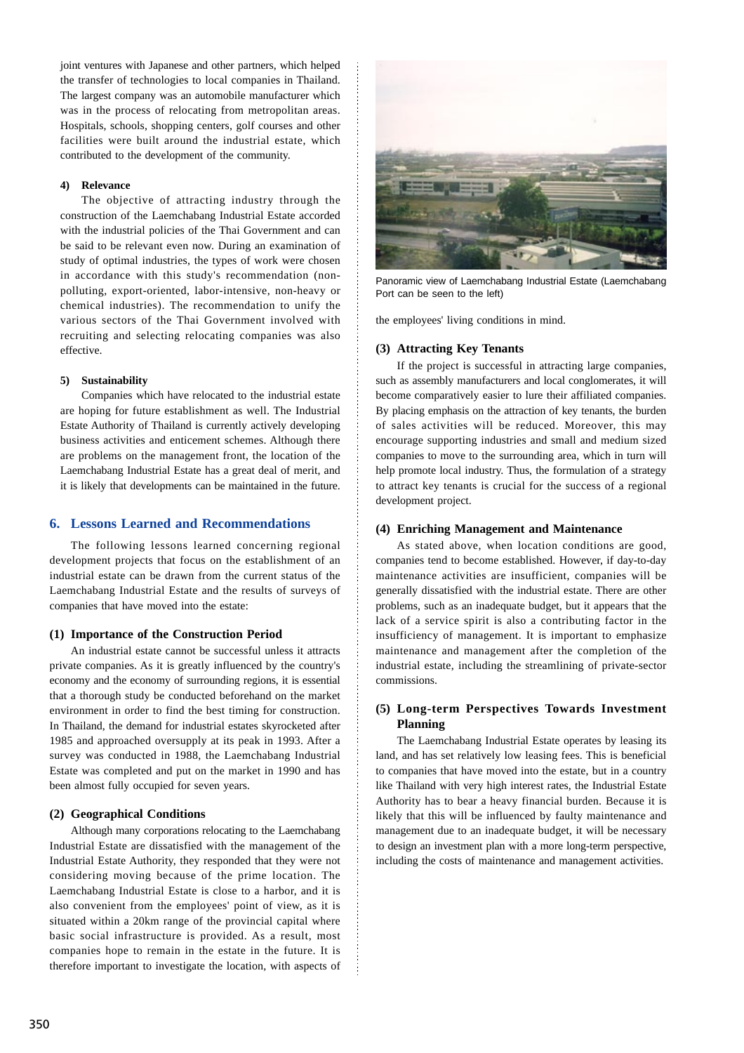joint ventures with Japanese and other partners, which helped the transfer of technologies to local companies in Thailand. The largest company was an automobile manufacturer which was in the process of relocating from metropolitan areas. Hospitals, schools, shopping centers, golf courses and other facilities were built around the industrial estate, which contributed to the development of the community.

#### 4) Relevance

The objective of attracting industry through the construction of the Laemchabang Industrial Estate accorded with the industrial policies of the Thai Government and can be said to be relevant even now. During an examination of study of optimal industries, the types of work were chosen in accordance with this study's recommendation (non-polluting, export-oriented, labor-intensive, non-heavy or chemical industries). The recommendation to unify the various sectors of the Thai Government involved with recruiting and selecting relocating companies was also effective.

#### 5) Sustainability

Companies which have relocated to the industrial estate are hoping for future establishment as well. The Industrial Estate Authority of Thailand is currently actively developing business activities and enticement schemes. Although there are problems on the management front, the location of the Laemchabang Industrial Estate has a great deal of merit, and it is likely that developments can be maintained in the future.

## 6. Lessons Learned and Recommendations

The following lessons learned concerning regional development projects that focus on the establishment of an industrial estate can be drawn from the current status of the Laemchabang Industrial Estate and the results of surveys of companies that have moved into the estate:

### (1) Importance of the Construction Period

An industrial estate cannot be successful unless it attracts private companies. As it is greatly influenced by the country's economy and the economy of surrounding regions, it is essential that a thorough study be conducted beforehand on the market environment in order to find the best timing for construction. In Thailand, the demand for industrial estates skyrocketed after 1985 and approached oversupply at its peak in 1993. After a survey was conducted in 1988, the Laemchabang Industrial Estate was completed and put on the market in 1990 and has been almost fully occupied for seven years.

### (2) Geographical Conditions

Although many corporations relocating to the Laemchabang Industrial Estate are dissatisfied with the management of the Industrial Estate Authority, they responded that they were not considering moving because of the prime location. The Laemchabang Industrial Estate is close to a harbor, and it is also convenient from the employees' point of view, as it is situated within a 20km range of the provincial capital where basic social infrastructure is provided. As a result, most companies hope to remain in the estate in the future. It is therefore important to investigate the location, with aspects of the employees' living conditions in mind.

Panoramic view of Laemchabang Industrial Estate (Laemchabang Port can be seen to the left)

### (3) Attracting Key Tenants

If the project is successful in attracting large companies, such as assembly manufacturers and local conglomerates, it will become comparatively easier to lure their affiliated companies. By placing emphasis on the attraction of key tenants, the burden of sales activities will be reduced. Moreover, this may encourage supporting industries and small and medium sized companies to move to the surrounding area, which in turn will help promote local industry. Thus, the formulation of a strategy to attract key tenants is crucial for the success of a regional development project.

### (4) Enriching Management and Maintenance

As stated above, when location conditions are good, companies tend to become established. However, if day-to-day maintenance activities are insufficient, companies will be generally dissatisfied with the industrial estate. There are other problems, such as an inadequate budget, but it appears that the lack of a service spirit is also a contributing factor in the insufficiency of management. It is important to emphasize maintenance and management after the completion of the industrial estate, including the streamlining of private-sector commissions.

### (5) Long-term Perspectives Towards Investment Planning

The Laemchabang Industrial Estate operates by leasing its land, and has set relatively low leasing fees. This is beneficial to companies that have moved into the estate, but in a country like Thailand with very high interest rates, the Industrial Estate Authority has to bear a heavy financial burden. Because it is likely that this will be influenced by faulty maintenance and management due to an inadequate budget, it will be necessary to design an investment plan with a more long-term perspective, including the costs of maintenance and management activities.